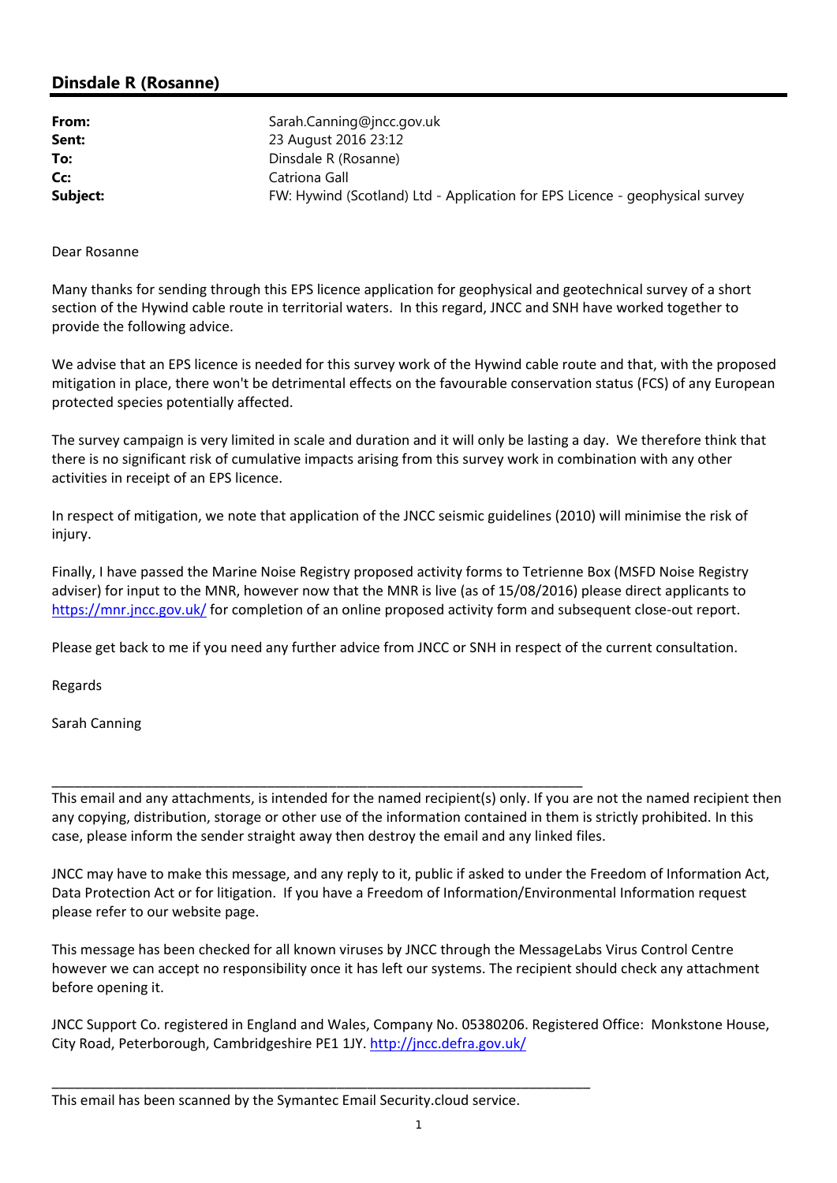## Dinsdale R (Rosanne)

| | |
|---|---|
| **From:** | Sarah.Canning@jncc.gov.uk |
| **Sent:** | 23 August 2016 23:12 |
| **To:** | Dinsdale R (Rosanne) |
| **Cc:** | Catriona Gall |
| **Subject:** | FW: Hywind (Scotland) Ltd - Application for EPS Licence - geophysical survey |

Dear Rosanne

Many thanks for sending through this EPS licence application for geophysical and geotechnical survey of a short section of the Hywind cable route in territorial waters. In this regard, JNCC and SNH have worked together to provide the following advice.

We advise that an EPS licence is needed for this survey work of the Hywind cable route and that, with the proposed mitigation in place, there won't be detrimental effects on the favourable conservation status (FCS) of any European protected species potentially affected.

The survey campaign is very limited in scale and duration and it will only be lasting a day. We therefore think that there is no significant risk of cumulative impacts arising from this survey work in combination with any other activities in receipt of an EPS licence.

In respect of mitigation, we note that application of the JNCC seismic guidelines (2010) will minimise the risk of injury.

Finally, I have passed the Marine Noise Registry proposed activity forms to Tetrienne Box (MSFD Noise Registry adviser) for input to the MNR, however now that the MNR is live (as of 15/08/2016) please direct applicants to https://mnr.jncc.gov.uk/ for completion of an online proposed activity form and subsequent close-out report.

Please get back to me if you need any further advice from JNCC or SNH in respect of the current consultation.

Regards

Sarah Canning

---

This email and any attachments, is intended for the named recipient(s) only. If you are not the named recipient then any copying, distribution, storage or other use of the information contained in them is strictly prohibited. In this case, please inform the sender straight away then destroy the email and any linked files.

JNCC may have to make this message, and any reply to it, public if asked to under the Freedom of Information Act, Data Protection Act or for litigation. If you have a Freedom of Information/Environmental Information request please refer to our website page.

This message has been checked for all known viruses by JNCC through the MessageLabs Virus Control Centre however we can accept no responsibility once it has left our systems. The recipient should check any attachment before opening it.

JNCC Support Co. registered in England and Wales, Company No. 05380206. Registered Office: Monkstone House, City Road, Peterborough, Cambridgeshire PE1 1JY. http://jncc.defra.gov.uk/

---

This email has been scanned by the Symantec Email Security.cloud service.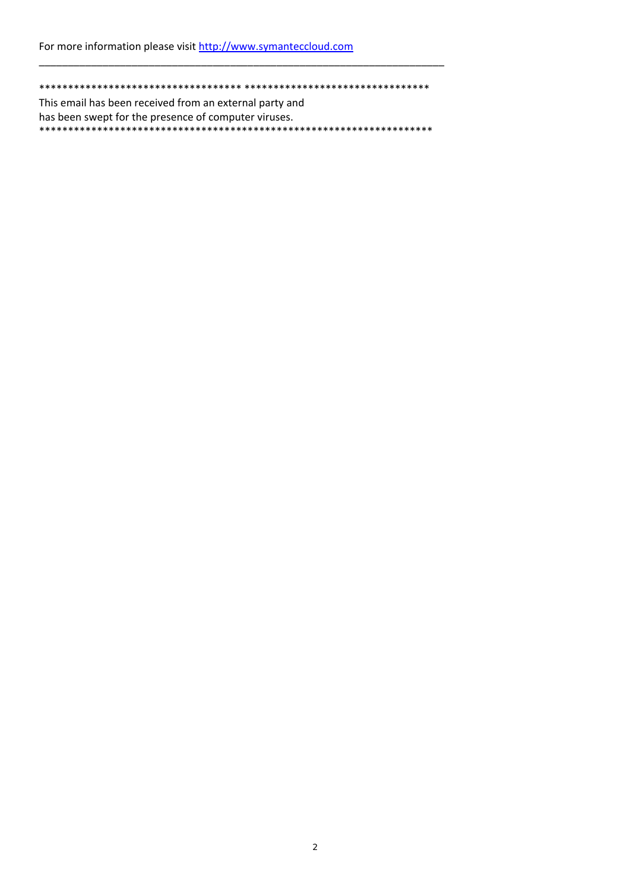For more information please visit http://www.symanteccloud.com

---

********************************** ********************************
This email has been received from an external party and
has been swept for the presence of computer viruses.
********************************************************************